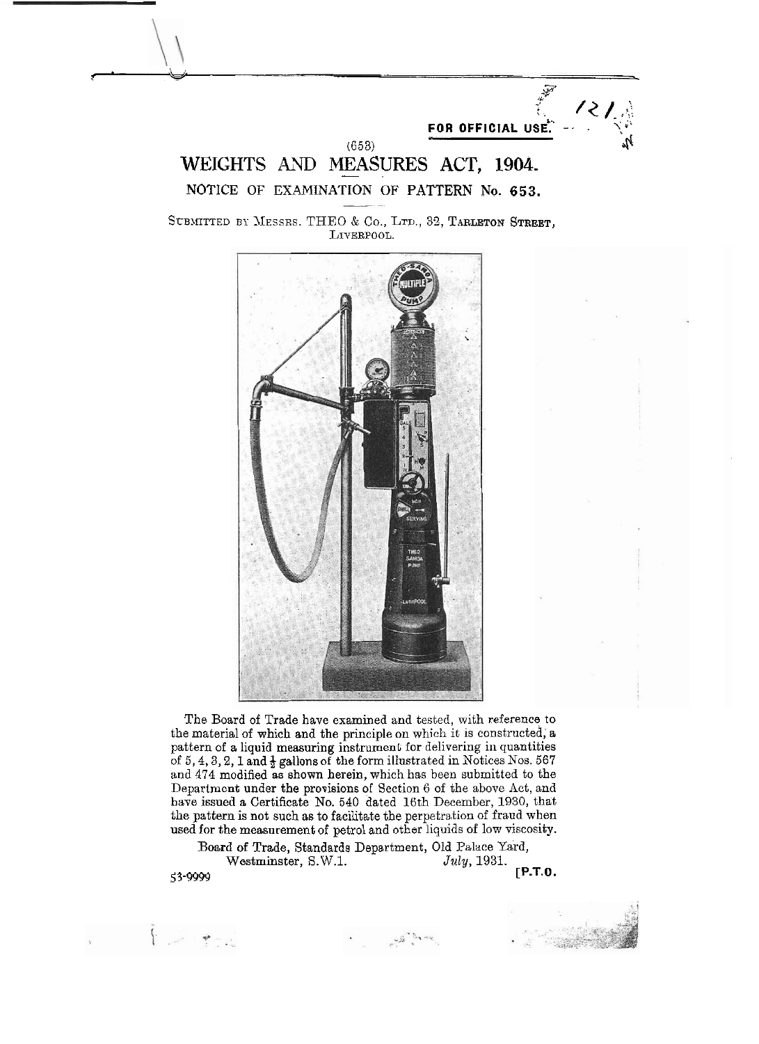FOR OFFICIAL USE.

(653)

# WEIGHTS AND MEASURES ACT, 1904.

## NOTICE OF EXAMINATION OF PATTERN No. 653.

SUBMITTED BY MESSRS. THEO & CO., LTD., 32, TARLETON STREET, LIVERPOOL.

The Board of Trade have examined and tested, with reference to the material of which and the principle on which it is constructed, a pattern of a liquid measuring instrument for delivering in quantities of 5, 4, 3, 2, 1 and ½ gallons of the form illustrated in Notices Nos. 567 and 474 modified as shown herein, which has been submitted to the Department under the provisions of Section 6 of the above Act, and have issued a Certificate No. 540 dated 16th December, 1930, that the pattern is not such as to facilitate the perpetration of fraud when used for the measurement of petrol and other liquids of low viscosity.

Board of Trade, Standards Department, Old Palace Yard,
Westminster, S.W.1. *July*, 1931.

53-9999

[P.T.O.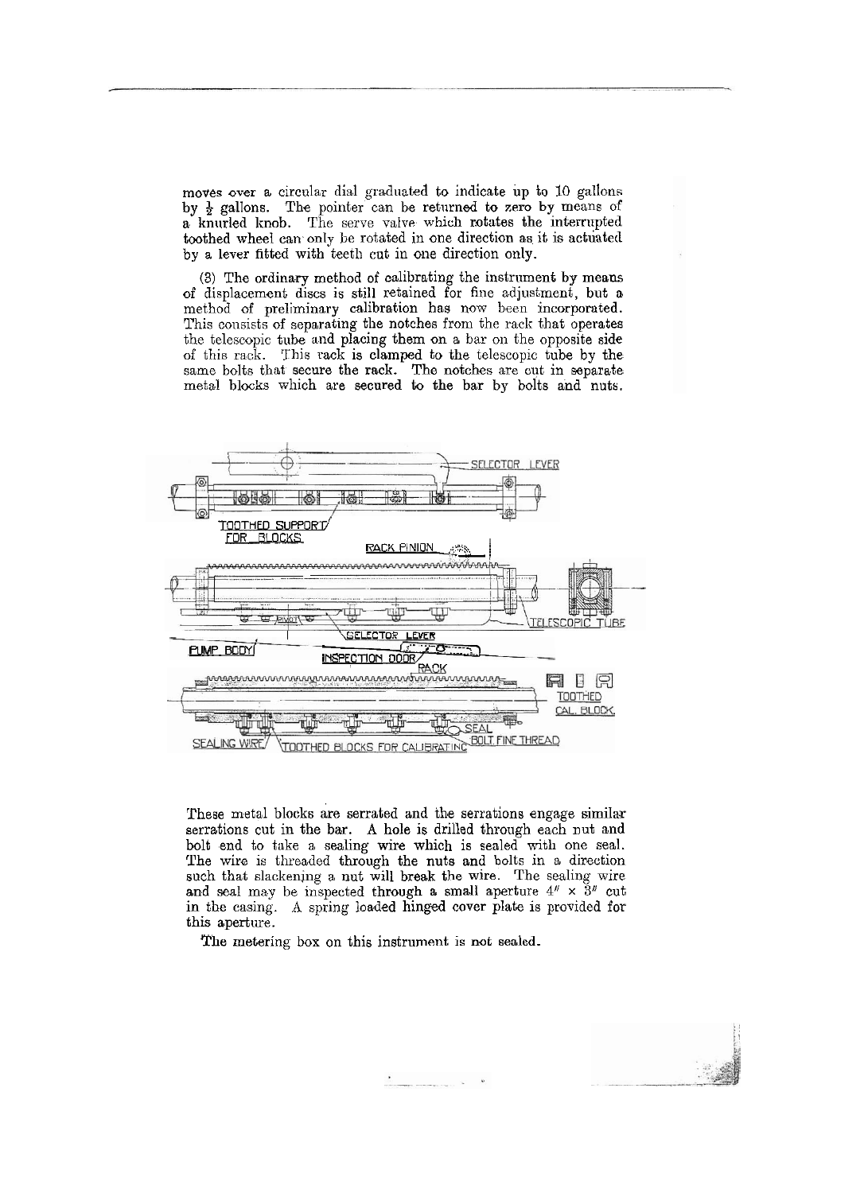moves over a circular dial graduated to indicate up to 10 gallons by ½ gallons. The pointer can be returned to zero by means of a knurled knob. The serve valve which rotates the interrupted toothed wheel can only be rotated in one direction as it is actuated by a lever fitted with teeth cut in one direction only.

(3) The ordinary method of calibrating the instrument by means of displacement discs is still retained for fine adjustment, but a method of preliminary calibration has now been incorporated. This consists of separating the notches from the rack that operates the telescopic tube and placing them on a bar on the opposite side of this rack. This rack is clamped to the telescopic tube by the same bolts that secure the rack. The notches are cut in separate metal blocks which are secured to the bar by bolts and nuts.

SELECTOR LEVER
TOOTHED SUPPORT FOR BLOCKS
RACK PINION
TELESCOPIC TUBE
PIVOT
SELECTOR LEVER
PUMP BODY
INSPECTION DOOR
RACK
TOOTHED CAL. BLOCK.
SEAL
BOLT FINE THREAD
SEALING WIRE
TOOTHED BLOCKS FOR CALIBRATING

These metal blocks are serrated and the serrations engage similar serrations cut in the bar. A hole is drilled through each nut and bolt end to take a sealing wire which is sealed with one seal. The wire is threaded through the nuts and bolts in a direction such that slackening a nut will break the wire. The sealing wire and seal may be inspected through a small aperture 4″ × 3″ cut in the casing. A spring loaded hinged cover plate is provided for this aperture.

The metering box on this instrument is not sealed.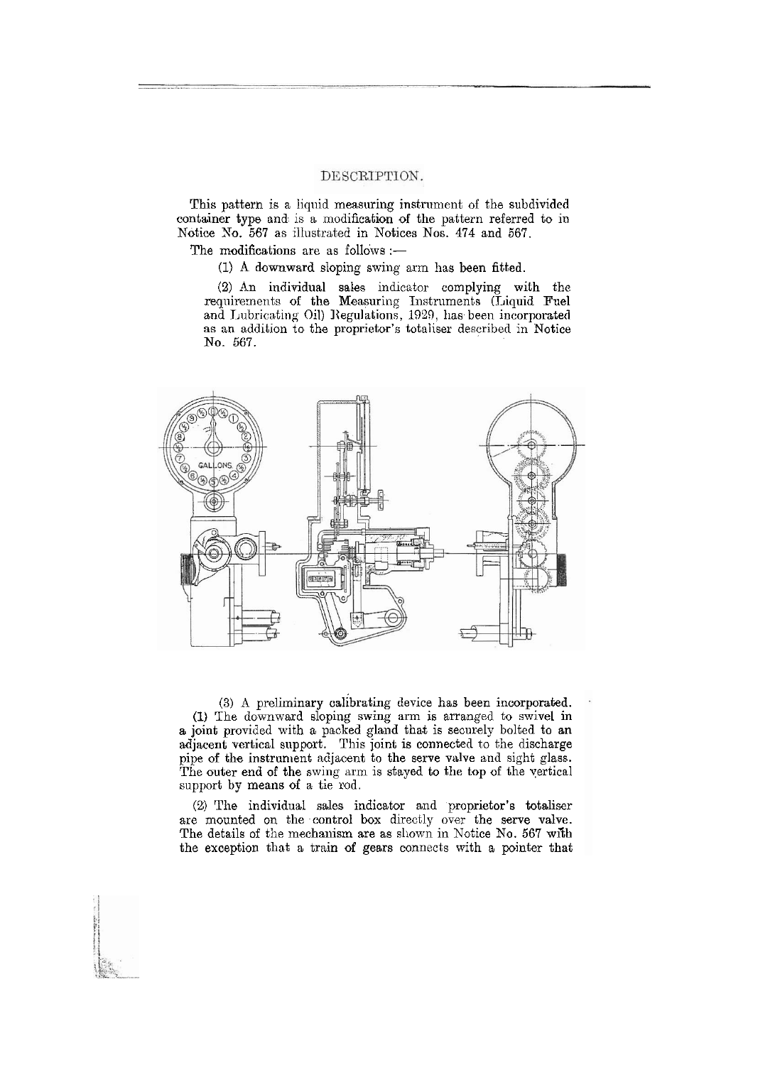## DESCRIPTION.

This pattern is a liquid measuring instrument of the subdivided container type and is a modification of the pattern referred to in Notice No. 567 as illustrated in Notices Nos. 474 and 567.

The modifications are as follows :—

(1) A downward sloping swing arm has been fitted.

(2) An individual sales indicator complying with the requirements of the Measuring Instruments (Liquid Fuel and Lubricating Oil) Regulations, 1929, has been incorporated as an addition to the proprietor's totaliser described in Notice No. 567.

(3) A preliminary calibrating device has been incorporated.

(1) The downward sloping swing arm is arranged to swivel in a joint provided with a packed gland that is securely bolted to an adjacent vertical support. This joint is connected to the discharge pipe of the instrument adjacent to the serve valve and sight glass. The outer end of the swing arm is stayed to the top of the vertical support by means of a tie rod.

(2) The individual sales indicator and proprietor's totaliser are mounted on the control box directly over the serve valve. The details of the mechanism are as shown in Notice No. 567 with the exception that a train of gears connects with a pointer that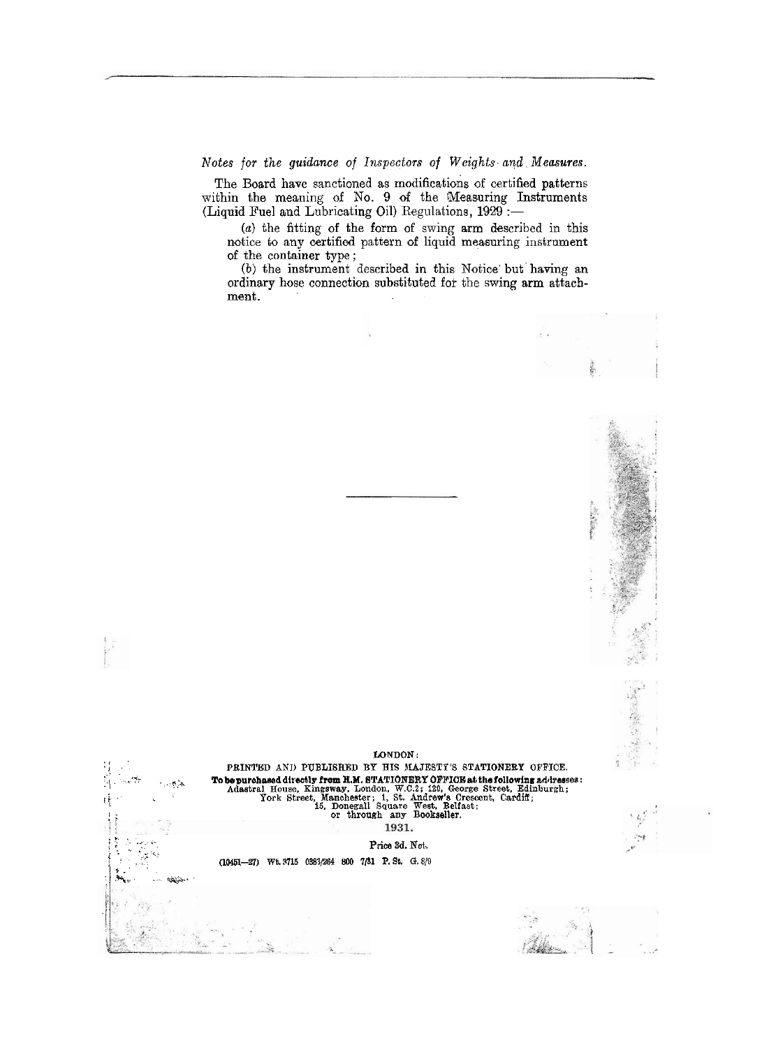*Notes for the guidance of Inspectors of Weights and Measures.*

The Board have sanctioned as modifications of certified patterns within the meaning of No. 9 of the Measuring Instruments (Liquid Fuel and Lubricating Oil) Regulations, 1929 :—

(*a*) the fitting of the form of swing arm described in this notice to any certified pattern of liquid measuring instrument of the container type ;

(*b*) the instrument described in this Notice but having an ordinary hose connection substituted for the swing arm attachment.

---

LONDON:
PRINTED AND PUBLISHED BY HIS MAJESTY'S STATIONERY OFFICE.
**To be purchased directly from H.M. STATIONERY OFFICE at the following addresses:**
Adastral House, Kingsway, London, W.C.2; 120, George Street, Edinburgh;
York Street, Manchester; 1, St. Andrew's Crescent, Cardiff;
15, Donegall Square West, Belfast;
or through any Bookseller.

**1931.**

Price 3d. Net.

(10451—27) Wt. 3715 0383/264 800 7/31 P. St. G. 8/9